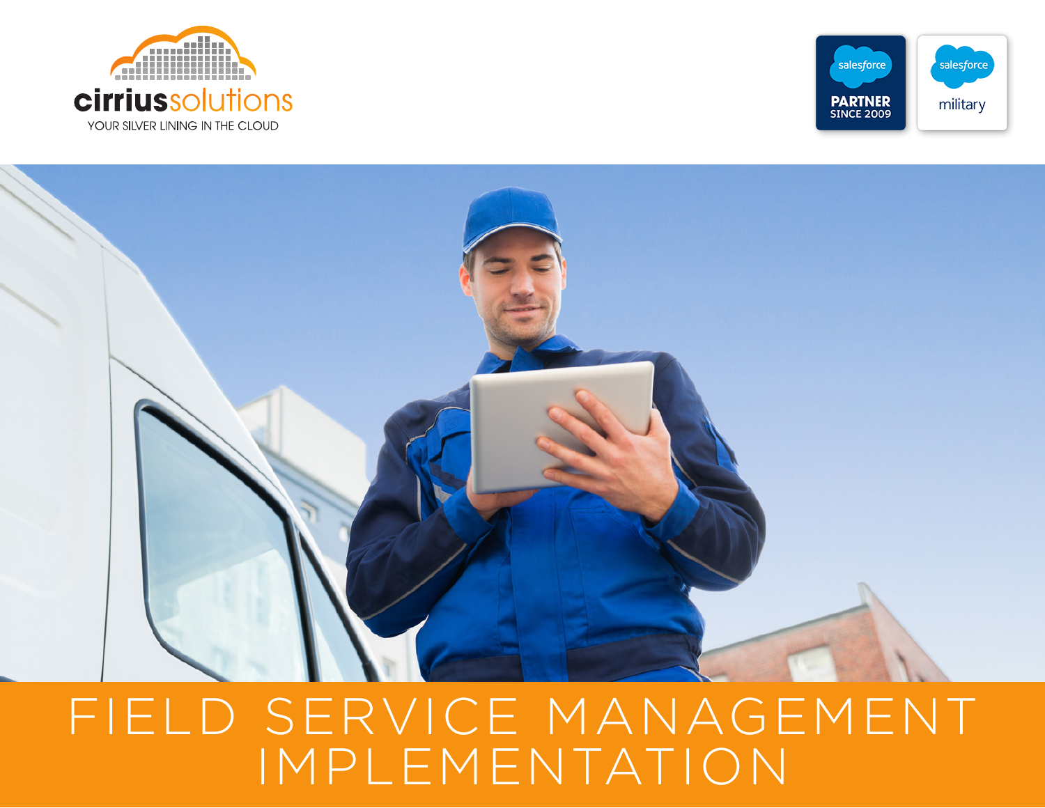cirriussolutions

YOUR SILVER LINING IN THE CLOUD

salesforce PARTNER SINCE 2009

salesforce military

# FIELD SERVICE MANAGEMENT IMPLEMENTATION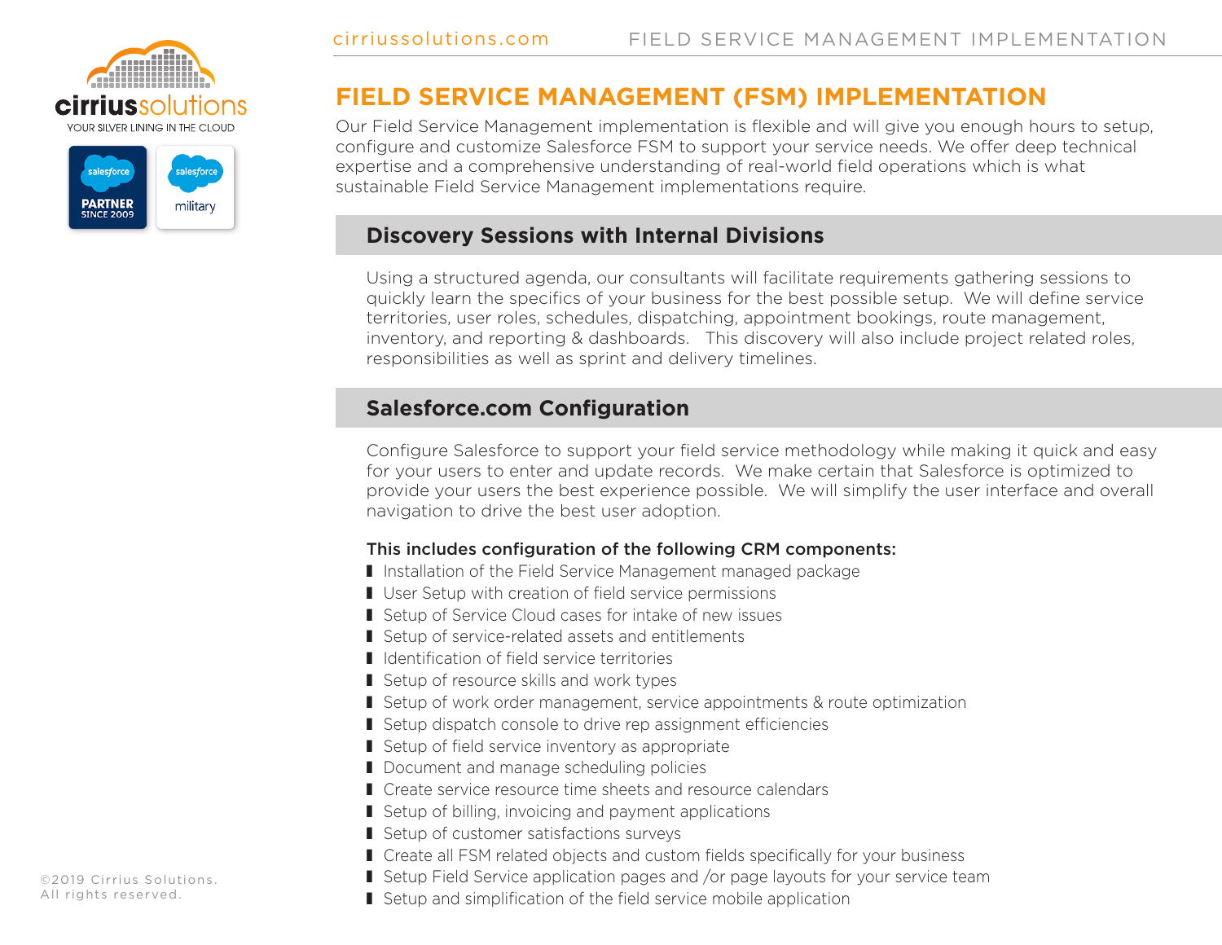# FIELD SERVICE MANAGEMENT (FSM) IMPLEMENTATION

Our Field Service Management implementation is flexible and will give you enough hours to setup, configure and customize Salesforce FSM to support your service needs. We offer deep technical expertise and a comprehensive understanding of real-world field operations which is what sustainable Field Service Management implementations require.

## Discovery Sessions with Internal Divisions

Using a structured agenda, our consultants will facilitate requirements gathering sessions to quickly learn the specifics of your business for the best possible setup. We will define service territories, user roles, schedules, dispatching, appointment bookings, route management, inventory, and reporting & dashboards. This discovery will also include project related roles, responsibilities as well as sprint and delivery timelines.

## Salesforce.com Configuration

Configure Salesforce to support your field service methodology while making it quick and easy for your users to enter and update records. We make certain that Salesforce is optimized to provide your users the best experience possible. We will simplify the user interface and overall navigation to drive the best user adoption.

**This includes configuration of the following CRM components:**

- Installation of the Field Service Management managed package
- User Setup with creation of field service permissions
- Setup of Service Cloud cases for intake of new issues
- Setup of service-related assets and entitlements
- Identification of field service territories
- Setup of resource skills and work types
- Setup of work order management, service appointments & route optimization
- Setup dispatch console to drive rep assignment efficiencies
- Setup of field service inventory as appropriate
- Document and manage scheduling policies
- Create service resource time sheets and resource calendars
- Setup of billing, invoicing and payment applications
- Setup of customer satisfaction surveys
- Create all FSM related objects and custom fields specifically for your business
- Setup Field Service application pages and /or page layouts for your service team
- Setup and simplification of the field service mobile application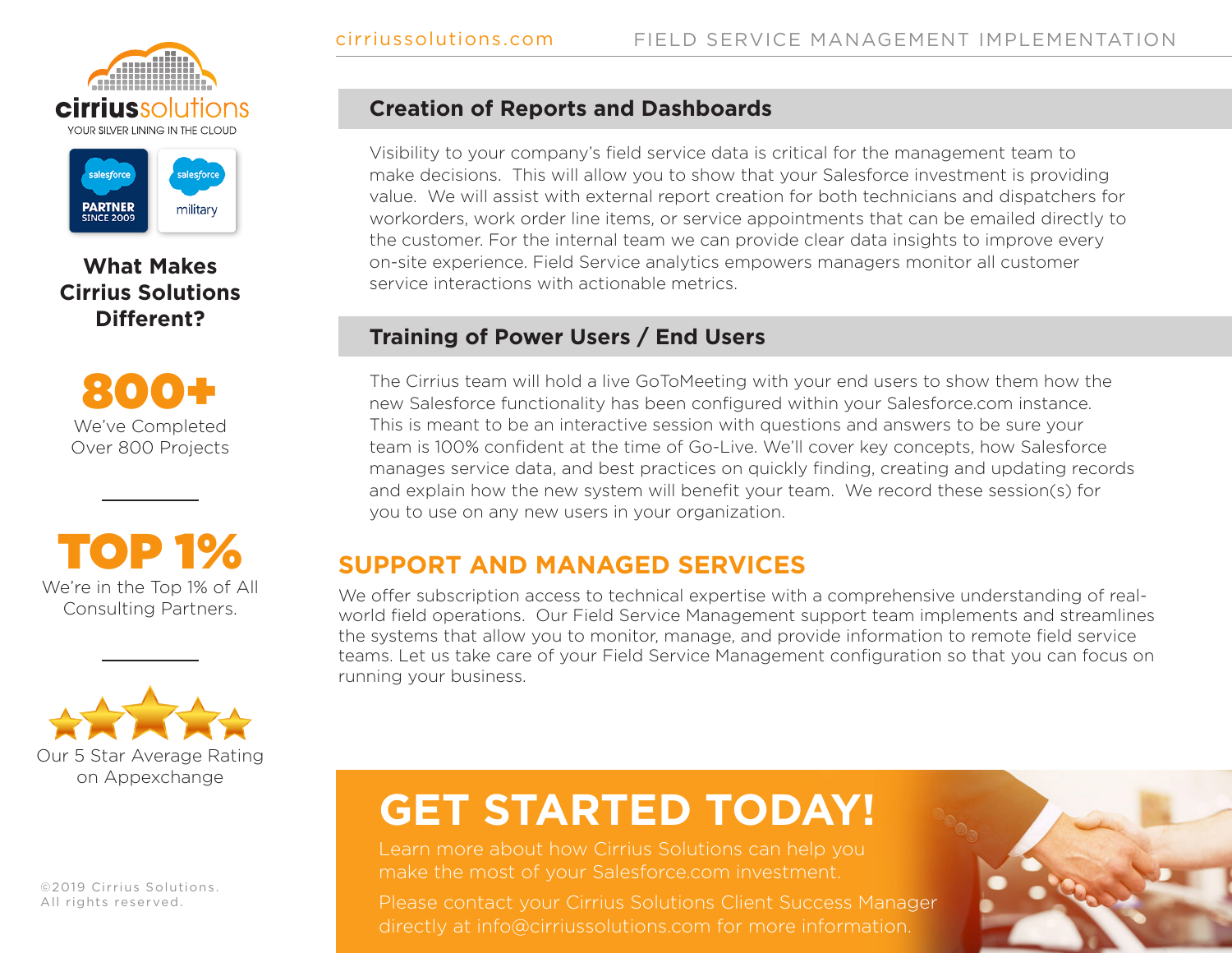cirriussolutions

YOUR SILVER LINING IN THE CLOUD

salesforce PARTNER SINCE 2009

salesforce military

## What Makes Cirrius Solutions Different?

**800+**

We've Completed Over 800 Projects

**TOP 1%**

We're in the Top 1% of All Consulting Partners.

Our 5 Star Average Rating on Appexchange

©2019 Cirrius Solutions. All rights reserved.

## Creation of Reports and Dashboards

Visibility to your company's field service data is critical for the management team to make decisions. This will allow you to show that your Salesforce investment is providing value. We will assist with external report creation for both technicians and dispatchers for workorders, work order line items, or service appointments that can be emailed directly to the customer. For the internal team we can provide clear data insights to improve every on-site experience. Field Service analytics empowers managers monitor all customer service interactions with actionable metrics.

## Training of Power Users / End Users

The Cirrius team will hold a live GoToMeeting with your end users to show them how the new Salesforce functionality has been configured within your Salesforce.com instance. This is meant to be an interactive session with questions and answers to be sure your team is 100% confident at the time of Go-Live. We'll cover key concepts, how Salesforce manages service data, and best practices on quickly finding, creating and updating records and explain how the new system will benefit your team. We record these session(s) for you to use on any new users in your organization.

## SUPPORT AND MANAGED SERVICES

We offer subscription access to technical expertise with a comprehensive understanding of real-world field operations. Our Field Service Management support team implements and streamlines the systems that allow you to monitor, manage, and provide information to remote field service teams. Let us take care of your Field Service Management configuration so that you can focus on running your business.

# GET STARTED TODAY!

Learn more about how Cirrius Solutions can help you make the most of your Salesforce.com investment.

Please contact your Cirrius Solutions Client Success Manager directly at info@cirriussolutions.com for more information.